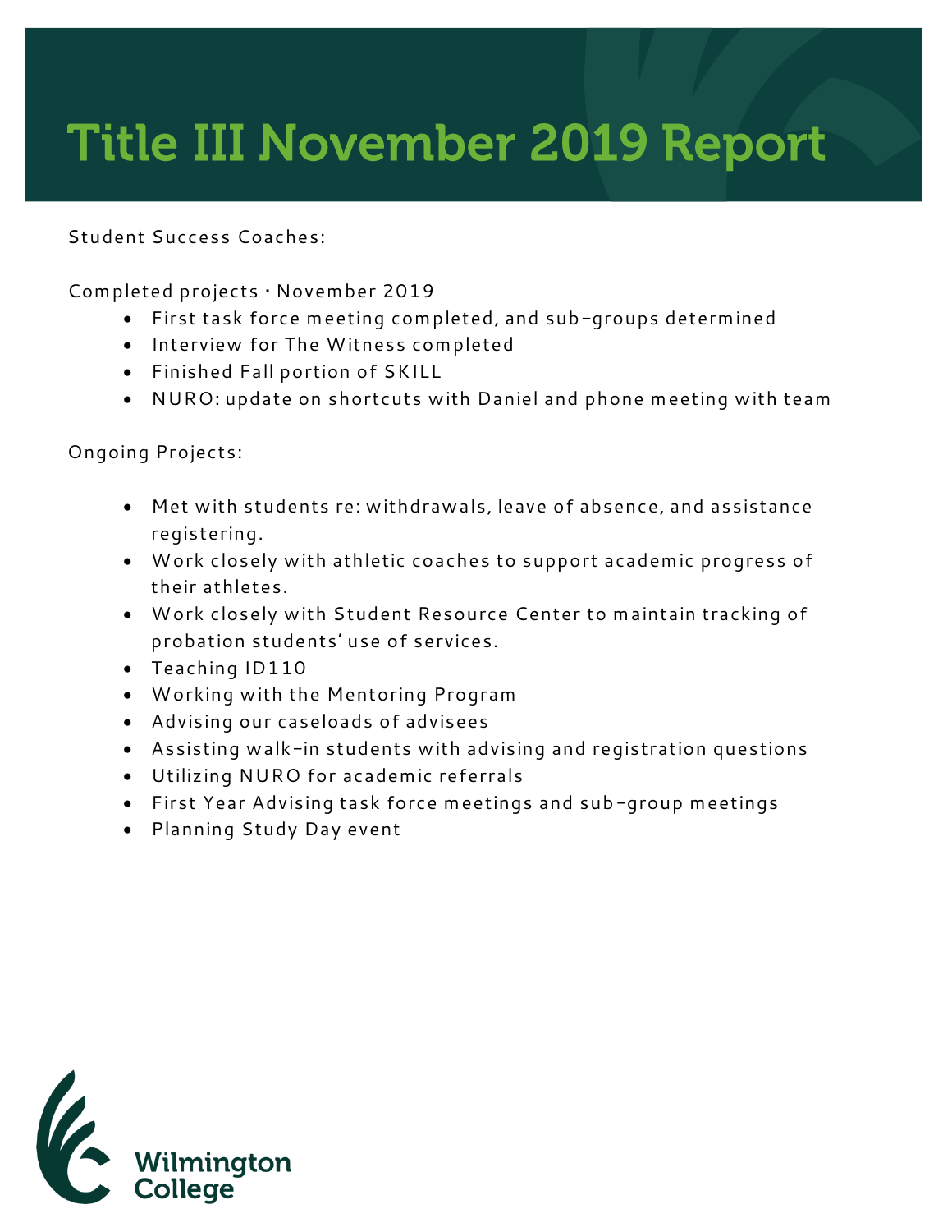# Title III November 2019 Report

Student Success Coaches:

Completed projects · November 2019

- First task force meeting completed, and sub-groups determined
- Interview for The Witness completed
- Finished Fall portion of SKILL
- NURO: update on shortcuts with Daniel and phone meeting with team

Ongoing Projects:

- Met with students re: withdrawals, leave of absence, and assistance registering.
- Work closely with athletic coaches to support academic progress of their athletes.
- Work closely with Student Resource Center to maintain tracking of probation students' use of services.
- Teaching ID110
- Working with the Mentoring Program
- Advising our caseloads of advisees
- Assisting walk-in students with advising and registration questions
- Utilizing NURO for academic referrals
- First Year Advising task force meetings and sub-group meetings
- Planning Study Day event

Wilmington College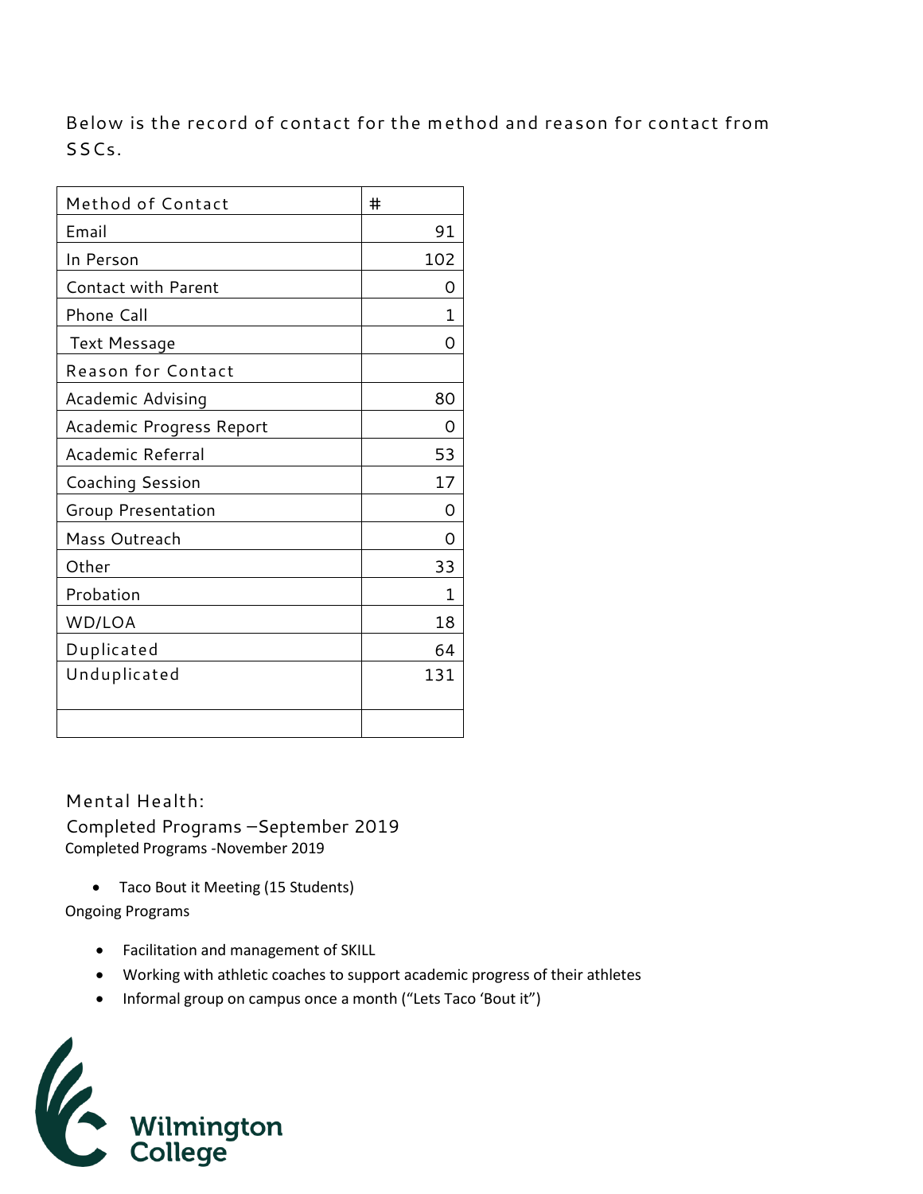Below is the record of contact for the method and reason for contact from SSCs.

| Method of Contact | # |
|---|---|
| Email | 91 |
| In Person | 102 |
| Contact with Parent | 0 |
| Phone Call | 1 |
| Text Message | 0 |
| Reason for Contact | |
| Academic Advising | 80 |
| Academic Progress Report | 0 |
| Academic Referral | 53 |
| Coaching Session | 17 |
| Group Presentation | 0 |
| Mass Outreach | 0 |
| Other | 33 |
| Probation | 1 |
| WD/LOA | 18 |
| Duplicated | 64 |
| Unduplicated | 131 |
| | |

Mental Health:

Completed Programs –September 2019

Completed Programs -November 2019

- Taco Bout it Meeting (15 Students)

Ongoing Programs

- Facilitation and management of SKILL
- Working with athletic coaches to support academic progress of their athletes
- Informal group on campus once a month ("Lets Taco 'Bout it")

Wilmington College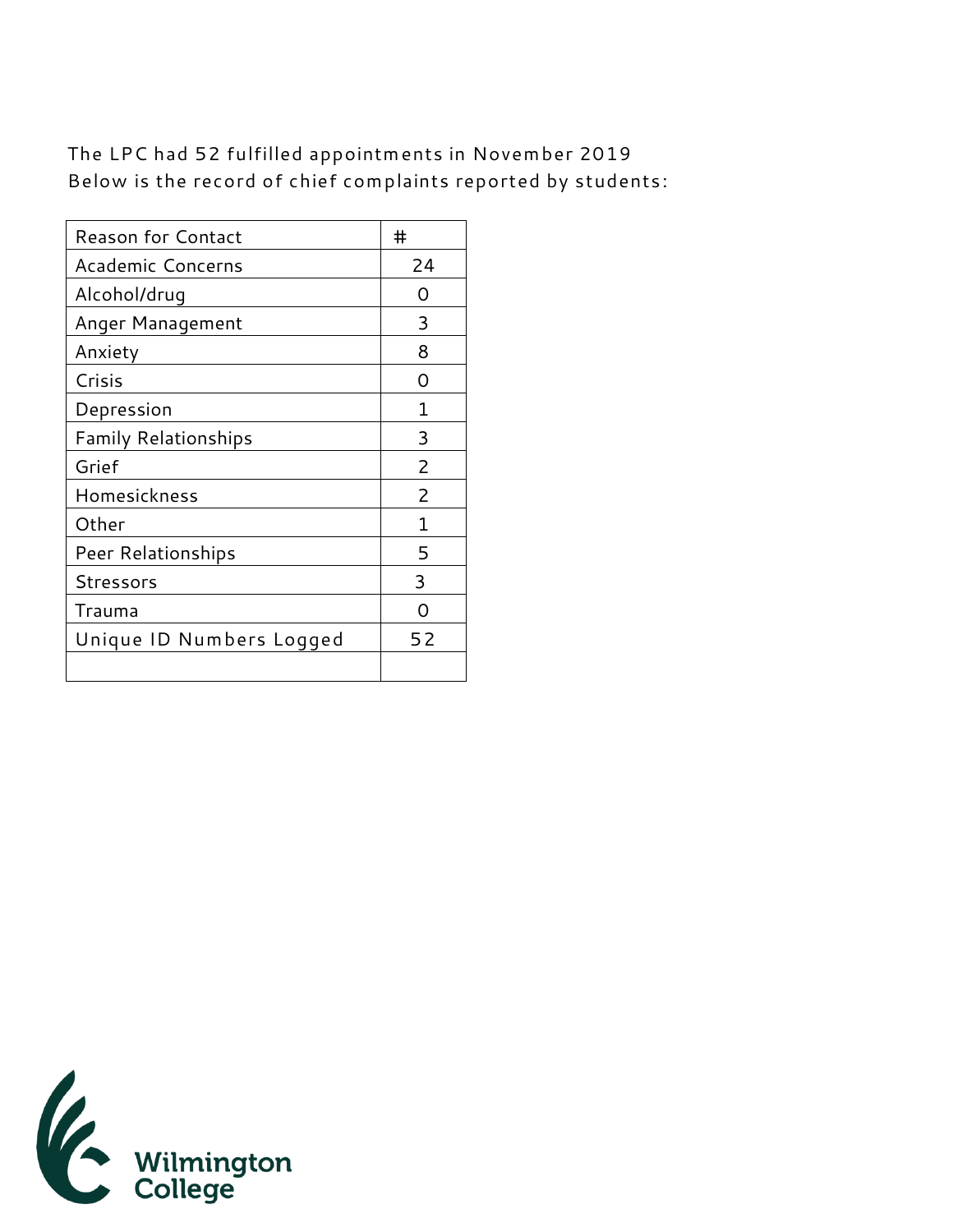The LPC had 52 fulfilled appointments in November 2019
Below is the record of chief complaints reported by students:

| Reason for Contact | # |
|---|---|
| Academic Concerns | 24 |
| Alcohol/drug | 0 |
| Anger Management | 3 |
| Anxiety | 8 |
| Crisis | 0 |
| Depression | 1 |
| Family Relationships | 3 |
| Grief | 2 |
| Homesickness | 2 |
| Other | 1 |
| Peer Relationships | 5 |
| Stressors | 3 |
| Trauma | 0 |
| Unique ID Numbers Logged | 52 |
| | |

Wilmington College